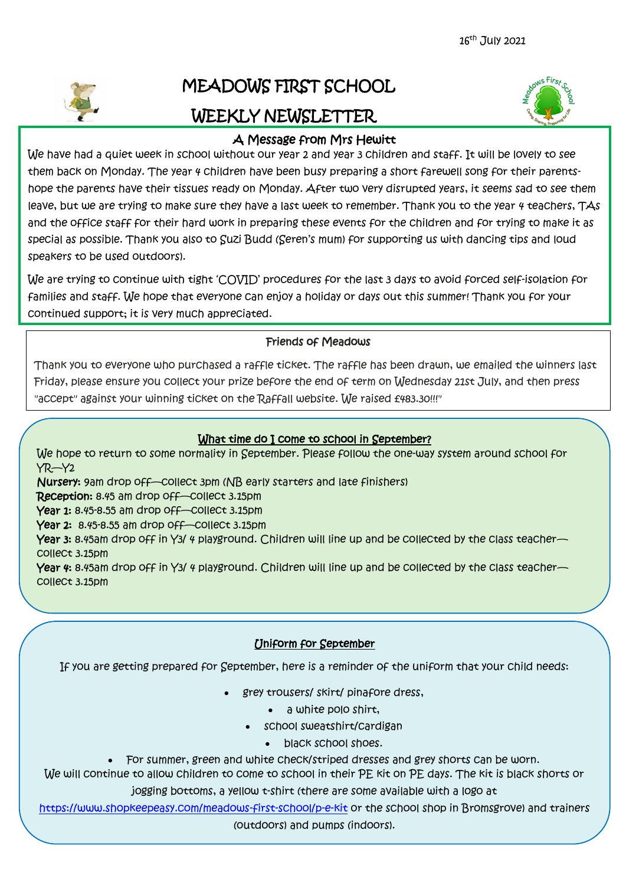16th July 2021

# MEADOWS FIRST SCHOOL

# WEEKLY NEWSLETTER

## A Message from Mrs Hewitt

We have had a quiet week in school without our year 2 and year 3 children and staff. It will be lovely to see them back on Monday. The year 4 children have been busy preparing a short farewell song for their parents- hope the parents have their tissues ready on Monday. After two very disrupted years, it seems sad to see them leave, but we are trying to make sure they have a last week to remember. Thank you to the year 4 teachers, TAs and the office staff for their hard work in preparing these events for the children and for trying to make it as special as possible. Thank you also to Suzi Budd (Seren's mum) for supporting us with dancing tips and loud speakers to be used outdoors).

We are trying to continue with tight 'COVID' procedures for the last 3 days to avoid forced self-isolation for families and staff. We hope that everyone can enjoy a holiday or days out this summer! Thank you for your continued support; it is very much appreciated.

## Friends of Meadows

Thank you to everyone who purchased a raffle ticket. The raffle has been drawn, we emailed the winners last Friday, please ensure you collect your prize before the end of term on Wednesday 21st July, and then press "accept" against your winning ticket on the Raffall website. We raised £483.30!!!"

## What time do I come to school in September?

We hope to return to some normality in September. Please follow the one-way system around school for YR—Y2

**Nursery:** 9am drop off—collect 3pm (NB early starters and late finishers)
**Reception:** 8.45 am drop off—collect 3.15pm
**Year 1:** 8.45-8.55 am drop off—collect 3.15pm
**Year 2:** 8.45-8.55 am drop off—collect 3.15pm
**Year 3:** 8.45am drop off in Y3/ 4 playground. Children will line up and be collected by the class teacher—collect 3.15pm
**Year 4:** 8.45am drop off in Y3/ 4 playground. Children will line up and be collected by the class teacher—collect 3.15pm

## Uniform for September

If you are getting prepared for September, here is a reminder of the uniform that your child needs:

- grey trousers/ skirt/ pinafore dress,
- a white polo shirt,
- school sweatshirt/cardigan
- black school shoes.
- For summer, green and white check/striped dresses and grey shorts can be worn.

We will continue to allow children to come to school in their PE kit on PE days. The kit is black shorts or jogging bottoms, a yellow t-shirt (there are some available with a logo at https://www.shopkeepeasy.com/meadows-first-school/p-e-kit or the school shop in Bromsgrove) and trainers (outdoors) and pumps (indoors).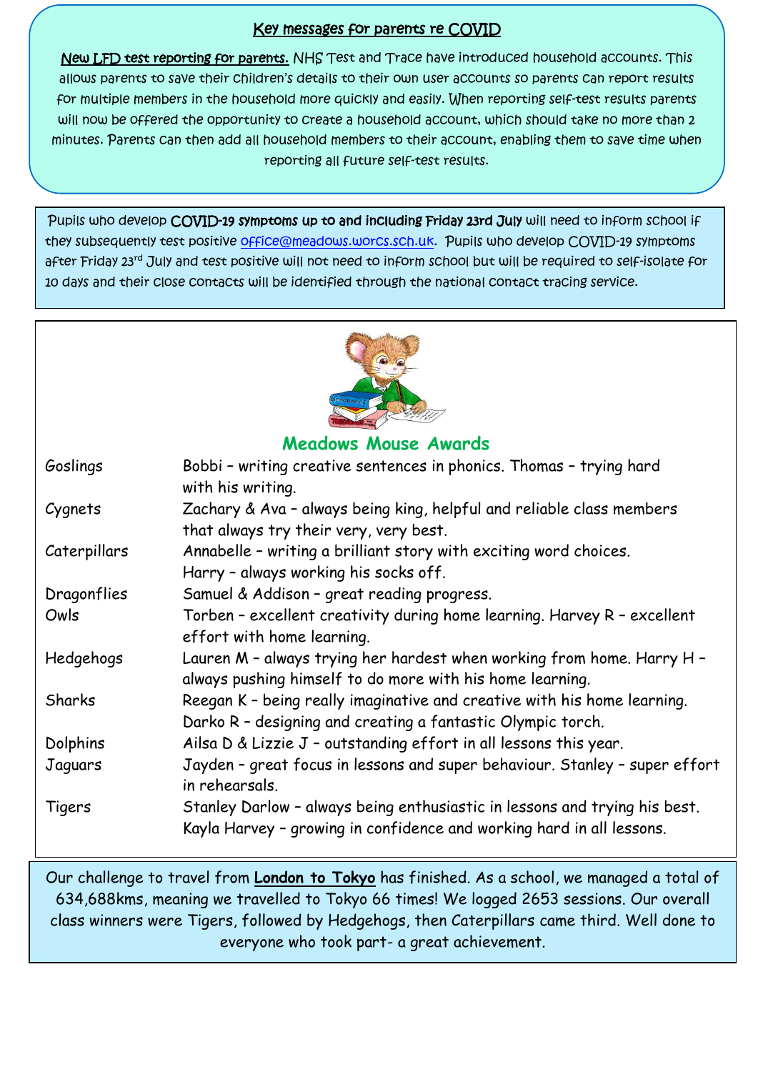## Key messages for parents re COVID

**New LFD test reporting for parents.** NHS Test and Trace have introduced household accounts. This allows parents to save their children's details to their own user accounts so parents can report results for multiple members in the household more quickly and easily. When reporting self-test results parents will now be offered the opportunity to create a household account, which should take no more than 2 minutes. Parents can then add all household members to their account, enabling them to save time when reporting all future self-test results.

Pupils who develop **COVID-19 symptoms up to and including Friday 23rd July** will need to inform school if they subsequently test positive office@meadows.worcs.sch.uk. Pupils who develop COVID-19 symptoms after Friday 23rd July and test positive will not need to inform school but will be required to self-isolate for 10 days and their close contacts will be identified through the national contact tracing service.

## Meadows Mouse Awards

| | |
|---|---|
| Goslings | Bobbi – writing creative sentences in phonics. Thomas – trying hard with his writing. |
| Cygnets | Zachary & Ava – always being king, helpful and reliable class members that always try their very, very best. |
| Caterpillars | Annabelle – writing a brilliant story with exciting word choices. Harry – always working his socks off. |
| Dragonflies | Samuel & Addison – great reading progress. |
| Owls | Torben – excellent creativity during home learning. Harvey R – excellent effort with home learning. |
| Hedgehogs | Lauren M – always trying her hardest when working from home. Harry H – always pushing himself to do more with his home learning. |
| Sharks | Reegan K – being really imaginative and creative with his home learning. Darko R – designing and creating a fantastic Olympic torch. |
| Dolphins | Ailsa D & Lizzie J – outstanding effort in all lessons this year. |
| Jaguars | Jayden – great focus in lessons and super behaviour. Stanley – super effort in rehearsals. |
| Tigers | Stanley Darlow – always being enthusiastic in lessons and trying his best. Kayla Harvey – growing in confidence and working hard in all lessons. |

Our challenge to travel from **London to Tokyo** has finished. As a school, we managed a total of 634,688kms, meaning we travelled to Tokyo 66 times! We logged 2653 sessions. Our overall class winners were Tigers, followed by Hedgehogs, then Caterpillars came third. Well done to everyone who took part- a great achievement.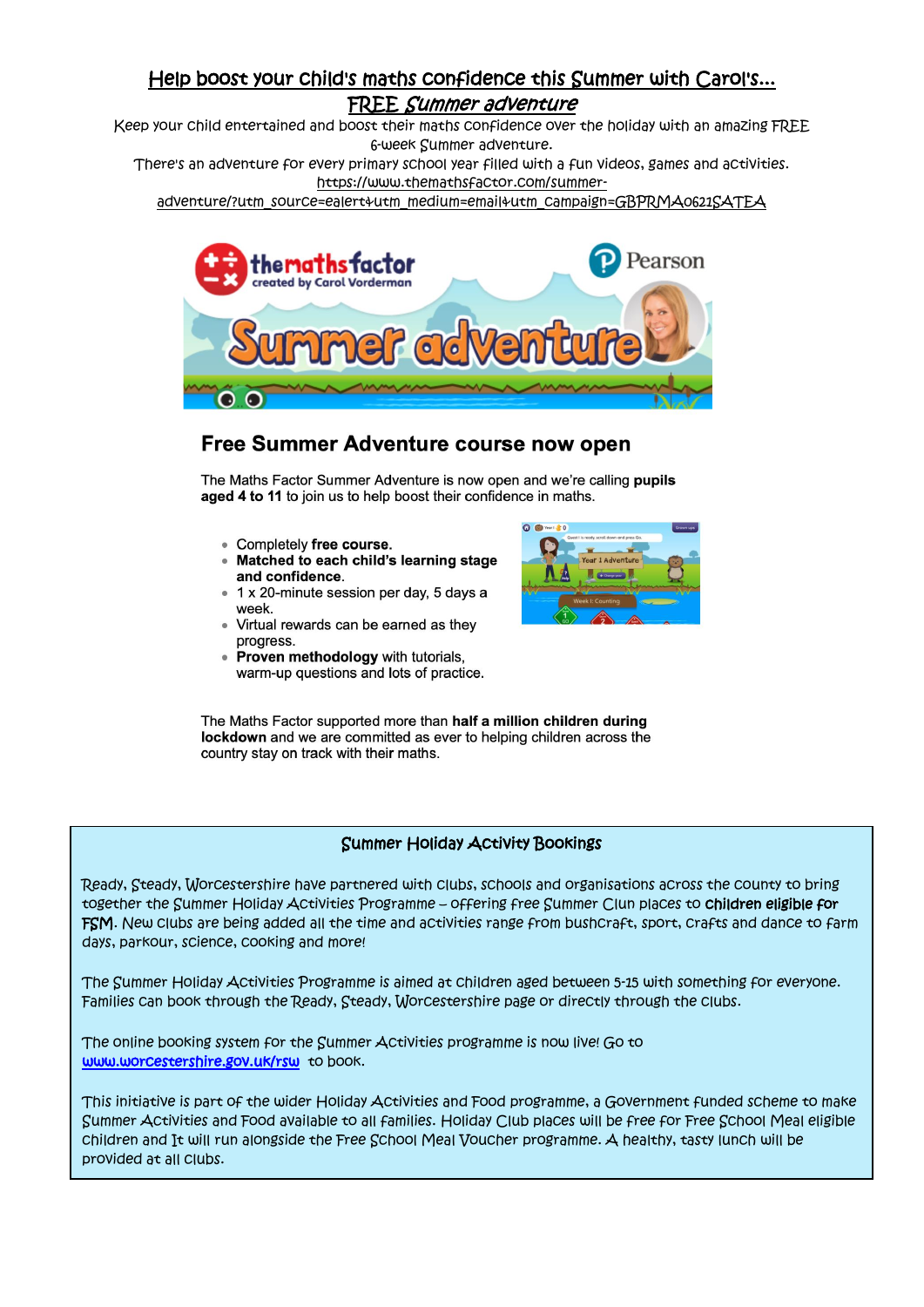## Help boost your child's maths confidence this Summer with Carol's...

## *FREE Summer adventure*

Keep your child entertained and boost their maths confidence over the holiday with an amazing FREE 6-week Summer adventure.

There's an adventure for every primary school year filled with a fun videos, games and activities.

https://www.themathsfactor.com/summer-adventure/?utm_source=ealert&utm_medium=email&utm_campaign=GBPRMA0621SATEA

themathsfactor created by Carol Vorderman

Pearson

Summer adventure

## Free Summer Adventure course now open

The Maths Factor Summer Adventure is now open and we're calling **pupils aged 4 to 11** to join us to help boost their confidence in maths.

- Completely **free course**.
- **Matched to each child's learning stage and confidence**.
- 1 x 20-minute session per day, 5 days a week.
- Virtual rewards can be earned as they progress.
- **Proven methodology** with tutorials, warm-up questions and lots of practice.

The Maths Factor supported more than **half a million children during lockdown** and we are committed as ever to helping children across the country stay on track with their maths.

### Summer Holiday Activity Bookings

Ready, Steady, Worcestershire have partnered with clubs, schools and organisations across the county to bring together the Summer Holiday Activities Programme – offering free Summer Clun places to **children eligible for FSM**. New clubs are being added all the time and activities range from bushcraft, sport, crafts and dance to farm days, parkour, science, cooking and more!

The Summer Holiday Activities Programme is aimed at children aged between 5-15 with something for everyone. Families can book through the Ready, Steady, Worcestershire page or directly through the clubs.

The online booking system for the Summer Activities programme is now live! Go to www.worcestershire.gov.uk/rsw to book.

This initiative is part of the wider Holiday Activities and Food programme, a Government funded scheme to make Summer Activities and Food available to all families. Holiday Club places will be free for Free School Meal eligible children and It will run alongside the Free School Meal Voucher programme. A healthy, tasty lunch will be provided at all clubs.